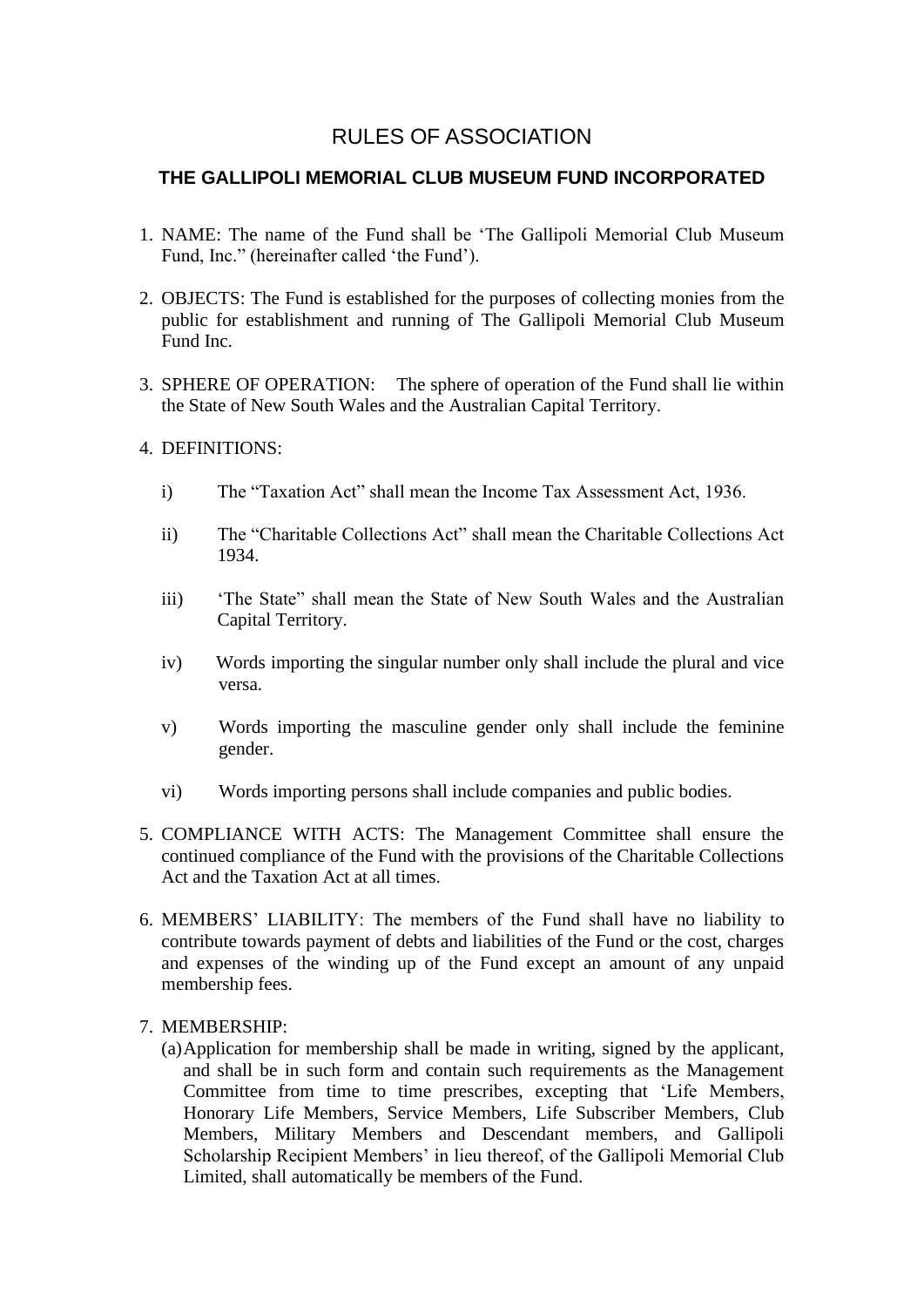# RULES OF ASSOCIATION

## THE GALLIPOLI MEMORIAL CLUB MUSEUM FUND INCORPORATED

1. NAME: The name of the Fund shall be 'The Gallipoli Memorial Club Museum Fund, Inc." (hereinafter called 'the Fund').

2. OBJECTS: The Fund is established for the purposes of collecting monies from the public for establishment and running of The Gallipoli Memorial Club Museum Fund Inc.

3. SPHERE OF OPERATION: The sphere of operation of the Fund shall lie within the State of New South Wales and the Australian Capital Territory.

4. DEFINITIONS:

   i) The "Taxation Act" shall mean the Income Tax Assessment Act, 1936.

   ii) The "Charitable Collections Act" shall mean the Charitable Collections Act 1934.

   iii) 'The State" shall mean the State of New South Wales and the Australian Capital Territory.

   iv) Words importing the singular number only shall include the plural and vice versa.

   v) Words importing the masculine gender only shall include the feminine gender.

   vi) Words importing persons shall include companies and public bodies.

5. COMPLIANCE WITH ACTS: The Management Committee shall ensure the continued compliance of the Fund with the provisions of the Charitable Collections Act and the Taxation Act at all times.

6. MEMBERS' LIABILITY: The members of the Fund shall have no liability to contribute towards payment of debts and liabilities of the Fund or the cost, charges and expenses of the winding up of the Fund except an amount of any unpaid membership fees.

7. MEMBERSHIP:

   (a) Application for membership shall be made in writing, signed by the applicant, and shall be in such form and contain such requirements as the Management Committee from time to time prescribes, excepting that 'Life Members, Honorary Life Members, Service Members, Life Subscriber Members, Club Members, Military Members and Descendant members, and Gallipoli Scholarship Recipient Members' in lieu thereof, of the Gallipoli Memorial Club Limited, shall automatically be members of the Fund.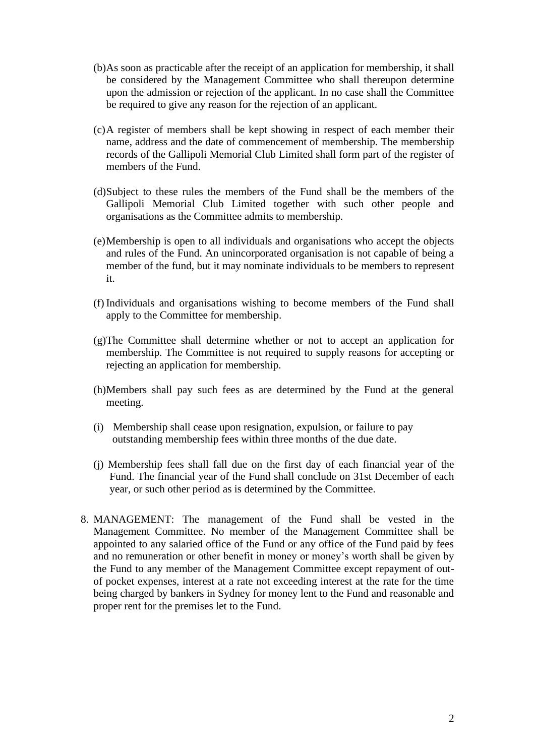(b) As soon as practicable after the receipt of an application for membership, it shall be considered by the Management Committee who shall thereupon determine upon the admission or rejection of the applicant. In no case shall the Committee be required to give any reason for the rejection of an applicant.

(c) A register of members shall be kept showing in respect of each member their name, address and the date of commencement of membership. The membership records of the Gallipoli Memorial Club Limited shall form part of the register of members of the Fund.

(d) Subject to these rules the members of the Fund shall be the members of the Gallipoli Memorial Club Limited together with such other people and organisations as the Committee admits to membership.

(e) Membership is open to all individuals and organisations who accept the objects and rules of the Fund. An unincorporated organisation is not capable of being a member of the fund, but it may nominate individuals to be members to represent it.

(f) Individuals and organisations wishing to become members of the Fund shall apply to the Committee for membership.

(g) The Committee shall determine whether or not to accept an application for membership. The Committee is not required to supply reasons for accepting or rejecting an application for membership.

(h) Members shall pay such fees as are determined by the Fund at the general meeting.

(i) Membership shall cease upon resignation, expulsion, or failure to pay outstanding membership fees within three months of the due date.

(j) Membership fees shall fall due on the first day of each financial year of the Fund. The financial year of the Fund shall conclude on 31st December of each year, or such other period as is determined by the Committee.

8. MANAGEMENT: The management of the Fund shall be vested in the Management Committee. No member of the Management Committee shall be appointed to any salaried office of the Fund or any office of the Fund paid by fees and no remuneration or other benefit in money or money's worth shall be given by the Fund to any member of the Management Committee except repayment of out-of pocket expenses, interest at a rate not exceeding interest at the rate for the time being charged by bankers in Sydney for money lent to the Fund and reasonable and proper rent for the premises let to the Fund.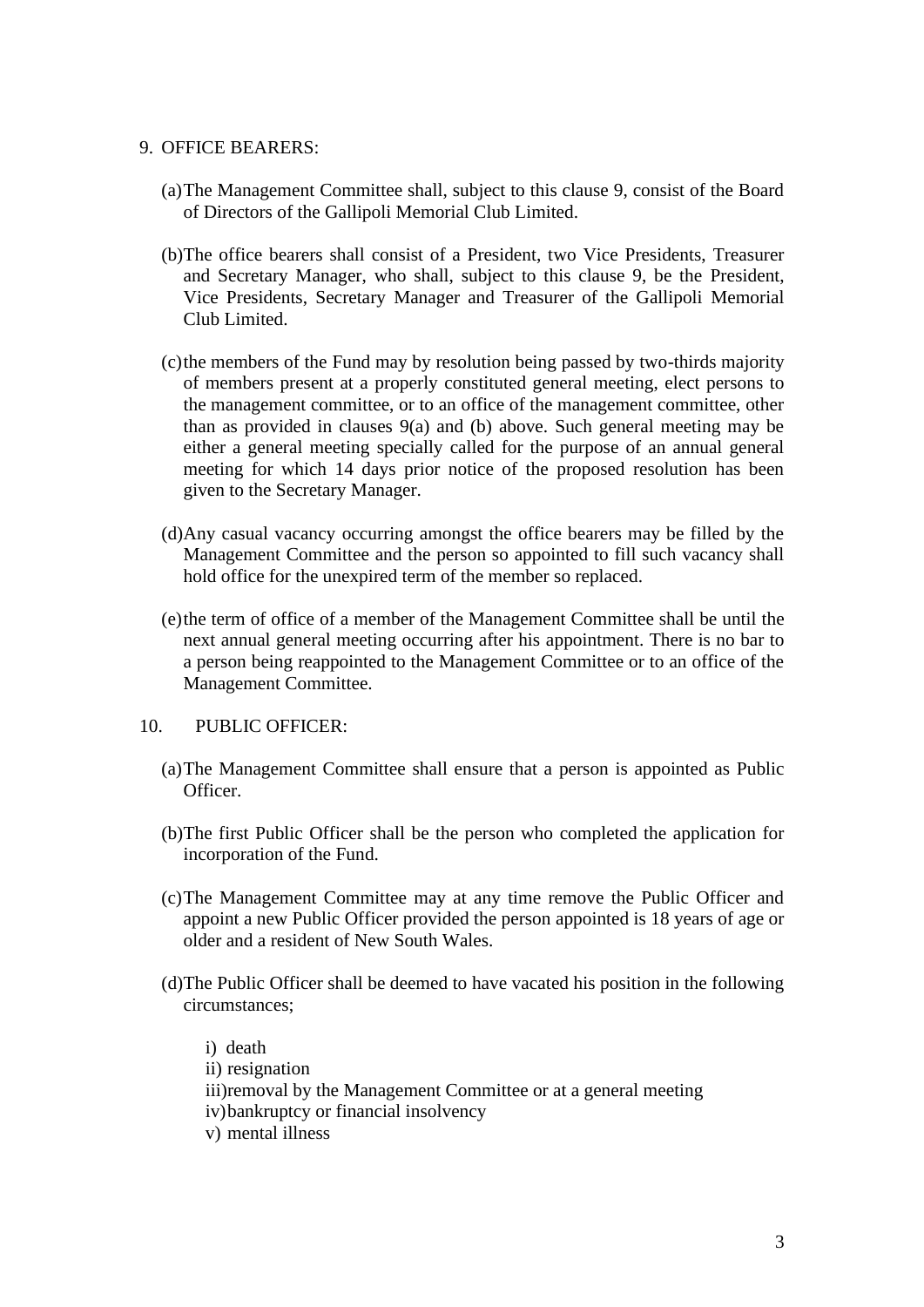9. OFFICE BEARERS:

   (a) The Management Committee shall, subject to this clause 9, consist of the Board of Directors of the Gallipoli Memorial Club Limited.

   (b) The office bearers shall consist of a President, two Vice Presidents, Treasurer and Secretary Manager, who shall, subject to this clause 9, be the President, Vice Presidents, Secretary Manager and Treasurer of the Gallipoli Memorial Club Limited.

   (c) the members of the Fund may by resolution being passed by two-thirds majority of members present at a properly constituted general meeting, elect persons to the management committee, or to an office of the management committee, other than as provided in clauses 9(a) and (b) above. Such general meeting may be either a general meeting specially called for the purpose of an annual general meeting for which 14 days prior notice of the proposed resolution has been given to the Secretary Manager.

   (d) Any casual vacancy occurring amongst the office bearers may be filled by the Management Committee and the person so appointed to fill such vacancy shall hold office for the unexpired term of the member so replaced.

   (e) the term of office of a member of the Management Committee shall be until the next annual general meeting occurring after his appointment. There is no bar to a person being reappointed to the Management Committee or to an office of the Management Committee.

10. PUBLIC OFFICER:

   (a) The Management Committee shall ensure that a person is appointed as Public Officer.

   (b) The first Public Officer shall be the person who completed the application for incorporation of the Fund.

   (c) The Management Committee may at any time remove the Public Officer and appoint a new Public Officer provided the person appointed is 18 years of age or older and a resident of New South Wales.

   (d) The Public Officer shall be deemed to have vacated his position in the following circumstances;

      i) death
      ii) resignation
      iii) removal by the Management Committee or at a general meeting
      iv) bankruptcy or financial insolvency
      v) mental illness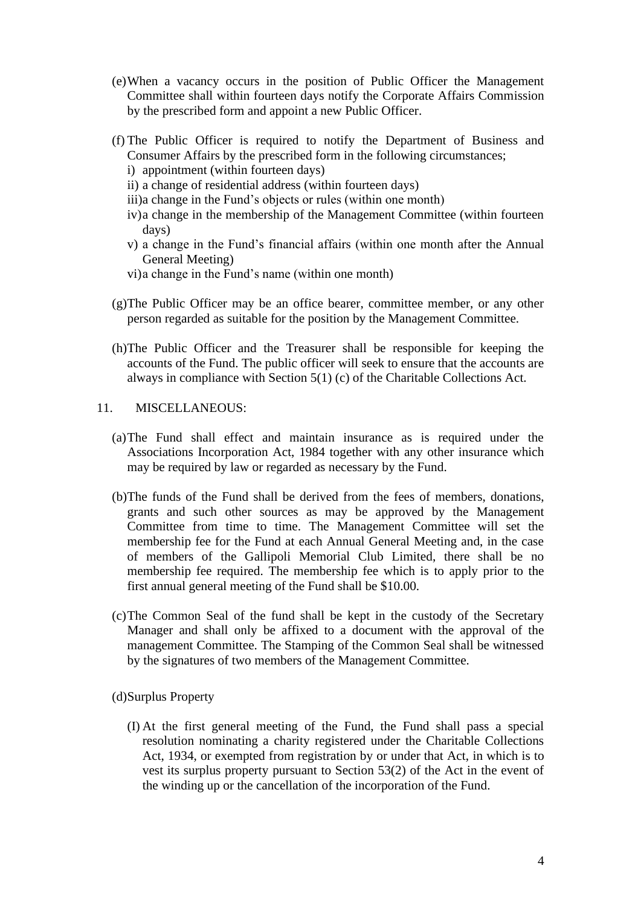(e) When a vacancy occurs in the position of Public Officer the Management Committee shall within fourteen days notify the Corporate Affairs Commission by the prescribed form and appoint a new Public Officer.

(f) The Public Officer is required to notify the Department of Business and Consumer Affairs by the prescribed form in the following circumstances;

   i) appointment (within fourteen days)

   ii) a change of residential address (within fourteen days)

   iii) a change in the Fund's objects or rules (within one month)

   iv) a change in the membership of the Management Committee (within fourteen days)

   v) a change in the Fund's financial affairs (within one month after the Annual General Meeting)

   vi) a change in the Fund's name (within one month)

(g) The Public Officer may be an office bearer, committee member, or any other person regarded as suitable for the position by the Management Committee.

(h) The Public Officer and the Treasurer shall be responsible for keeping the accounts of the Fund. The public officer will seek to ensure that the accounts are always in compliance with Section 5(1) (c) of the Charitable Collections Act.

11. MISCELLANEOUS:

(a) The Fund shall effect and maintain insurance as is required under the Associations Incorporation Act, 1984 together with any other insurance which may be required by law or regarded as necessary by the Fund.

(b) The funds of the Fund shall be derived from the fees of members, donations, grants and such other sources as may be approved by the Management Committee from time to time. The Management Committee will set the membership fee for the Fund at each Annual General Meeting and, in the case of members of the Gallipoli Memorial Club Limited, there shall be no membership fee required. The membership fee which is to apply prior to the first annual general meeting of the Fund shall be $10.00.

(c) The Common Seal of the fund shall be kept in the custody of the Secretary Manager and shall only be affixed to a document with the approval of the management Committee. The Stamping of the Common Seal shall be witnessed by the signatures of two members of the Management Committee.

(d) Surplus Property

   (I) At the first general meeting of the Fund, the Fund shall pass a special resolution nominating a charity registered under the Charitable Collections Act, 1934, or exempted from registration by or under that Act, in which is to vest its surplus property pursuant to Section 53(2) of the Act in the event of the winding up or the cancellation of the incorporation of the Fund.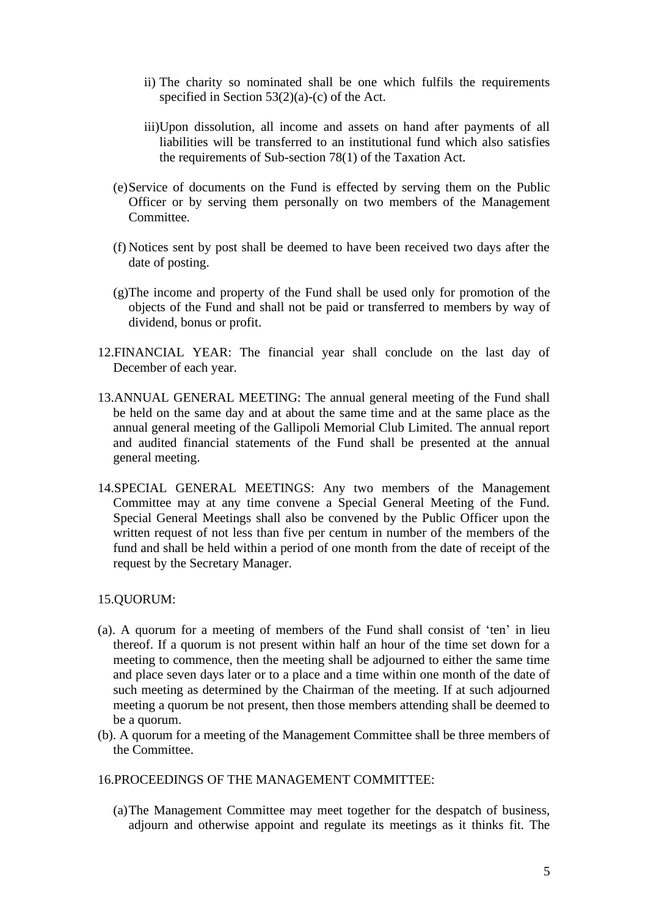ii) The charity so nominated shall be one which fulfils the requirements specified in Section 53(2)(a)-(c) of the Act.

   iii) Upon dissolution, all income and assets on hand after payments of all liabilities will be transferred to an institutional fund which also satisfies the requirements of Sub-section 78(1) of the Taxation Act.

(e) Service of documents on the Fund is effected by serving them on the Public Officer or by serving them personally on two members of the Management Committee.

(f) Notices sent by post shall be deemed to have been received two days after the date of posting.

(g) The income and property of the Fund shall be used only for promotion of the objects of the Fund and shall not be paid or transferred to members by way of dividend, bonus or profit.

12. FINANCIAL YEAR: The financial year shall conclude on the last day of December of each year.

13. ANNUAL GENERAL MEETING: The annual general meeting of the Fund shall be held on the same day and at about the same time and at the same place as the annual general meeting of the Gallipoli Memorial Club Limited. The annual report and audited financial statements of the Fund shall be presented at the annual general meeting.

14. SPECIAL GENERAL MEETINGS: Any two members of the Management Committee may at any time convene a Special General Meeting of the Fund. Special General Meetings shall also be convened by the Public Officer upon the written request of not less than five per centum in number of the members of the fund and shall be held within a period of one month from the date of receipt of the request by the Secretary Manager.

15. QUORUM:

(a). A quorum for a meeting of members of the Fund shall consist of 'ten' in lieu thereof. If a quorum is not present within half an hour of the time set down for a meeting to commence, then the meeting shall be adjourned to either the same time and place seven days later or to a place and a time within one month of the date of such meeting as determined by the Chairman of the meeting. If at such adjourned meeting a quorum be not present, then those members attending shall be deemed to be a quorum.

(b). A quorum for a meeting of the Management Committee shall be three members of the Committee.

16. PROCEEDINGS OF THE MANAGEMENT COMMITTEE:

(a) The Management Committee may meet together for the despatch of business, adjourn and otherwise appoint and regulate its meetings as it thinks fit. The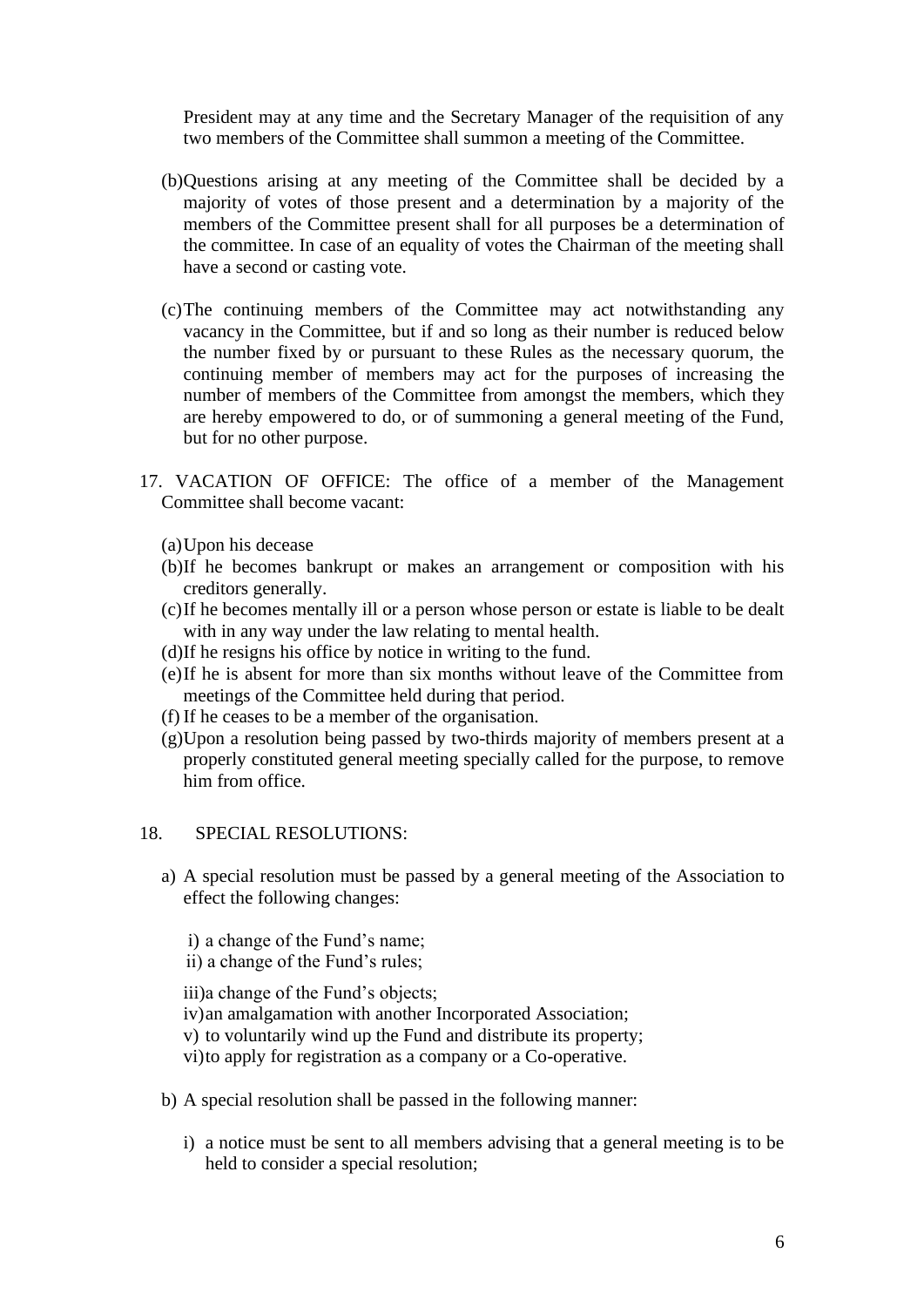President may at any time and the Secretary Manager of the requisition of any two members of the Committee shall summon a meeting of the Committee.

(b) Questions arising at any meeting of the Committee shall be decided by a majority of votes of those present and a determination by a majority of the members of the Committee present shall for all purposes be a determination of the committee. In case of an equality of votes the Chairman of the meeting shall have a second or casting vote.

(c) The continuing members of the Committee may act notwithstanding any vacancy in the Committee, but if and so long as their number is reduced below the number fixed by or pursuant to these Rules as the necessary quorum, the continuing member of members may act for the purposes of increasing the number of members of the Committee from amongst the members, which they are hereby empowered to do, or of summoning a general meeting of the Fund, but for no other purpose.

17. VACATION OF OFFICE: The office of a member of the Management Committee shall become vacant:

(a) Upon his decease
(b) If he becomes bankrupt or makes an arrangement or composition with his creditors generally.
(c) If he becomes mentally ill or a person whose person or estate is liable to be dealt with in any way under the law relating to mental health.
(d) If he resigns his office by notice in writing to the fund.
(e) If he is absent for more than six months without leave of the Committee from meetings of the Committee held during that period.
(f) If he ceases to be a member of the organisation.
(g) Upon a resolution being passed by two-thirds majority of members present at a properly constituted general meeting specially called for the purpose, to remove him from office.

18. SPECIAL RESOLUTIONS:

a) A special resolution must be passed by a general meeting of the Association to effect the following changes:

   i) a change of the Fund's name;
   ii) a change of the Fund's rules;
   iii) a change of the Fund's objects;
   iv) an amalgamation with another Incorporated Association;
   v) to voluntarily wind up the Fund and distribute its property;
   vi) to apply for registration as a company or a Co-operative.

b) A special resolution shall be passed in the following manner:

   i) a notice must be sent to all members advising that a general meeting is to be held to consider a special resolution;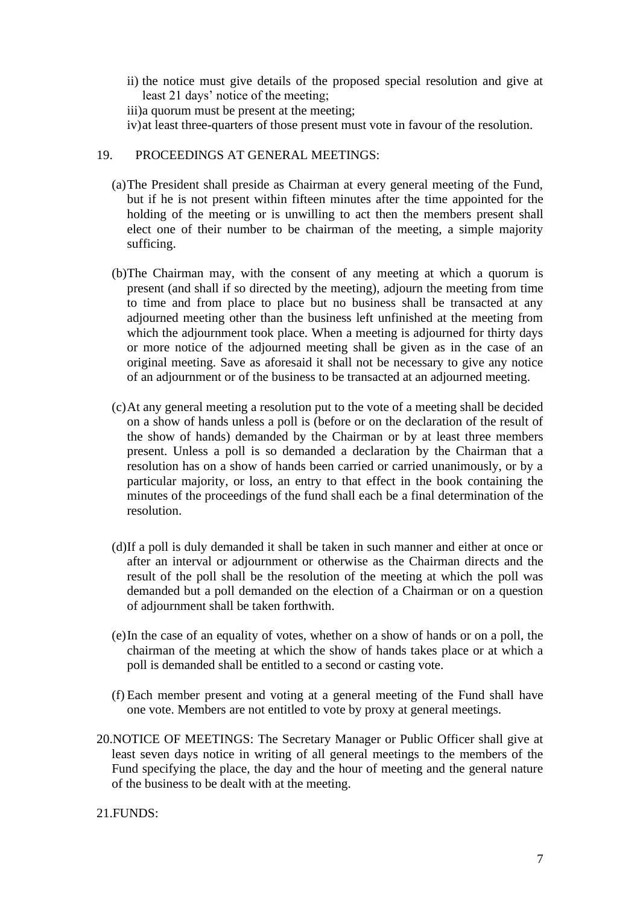ii) the notice must give details of the proposed special resolution and give at least 21 days' notice of the meeting;

iii) a quorum must be present at the meeting;

iv) at least three-quarters of those present must vote in favour of the resolution.

19. PROCEEDINGS AT GENERAL MEETINGS:

(a) The President shall preside as Chairman at every general meeting of the Fund, but if he is not present within fifteen minutes after the time appointed for the holding of the meeting or is unwilling to act then the members present shall elect one of their number to be chairman of the meeting, a simple majority sufficing.

(b) The Chairman may, with the consent of any meeting at which a quorum is present (and shall if so directed by the meeting), adjourn the meeting from time to time and from place to place but no business shall be transacted at any adjourned meeting other than the business left unfinished at the meeting from which the adjournment took place. When a meeting is adjourned for thirty days or more notice of the adjourned meeting shall be given as in the case of an original meeting. Save as aforesaid it shall not be necessary to give any notice of an adjournment or of the business to be transacted at an adjourned meeting.

(c) At any general meeting a resolution put to the vote of a meeting shall be decided on a show of hands unless a poll is (before or on the declaration of the result of the show of hands) demanded by the Chairman or by at least three members present. Unless a poll is so demanded a declaration by the Chairman that a resolution has on a show of hands been carried or carried unanimously, or by a particular majority, or loss, an entry to that effect in the book containing the minutes of the proceedings of the fund shall each be a final determination of the resolution.

(d) If a poll is duly demanded it shall be taken in such manner and either at once or after an interval or adjournment or otherwise as the Chairman directs and the result of the poll shall be the resolution of the meeting at which the poll was demanded but a poll demanded on the election of a Chairman or on a question of adjournment shall be taken forthwith.

(e) In the case of an equality of votes, whether on a show of hands or on a poll, the chairman of the meeting at which the show of hands takes place or at which a poll is demanded shall be entitled to a second or casting vote.

(f) Each member present and voting at a general meeting of the Fund shall have one vote. Members are not entitled to vote by proxy at general meetings.

20. NOTICE OF MEETINGS: The Secretary Manager or Public Officer shall give at least seven days notice in writing of all general meetings to the members of the Fund specifying the place, the day and the hour of meeting and the general nature of the business to be dealt with at the meeting.

21. FUNDS: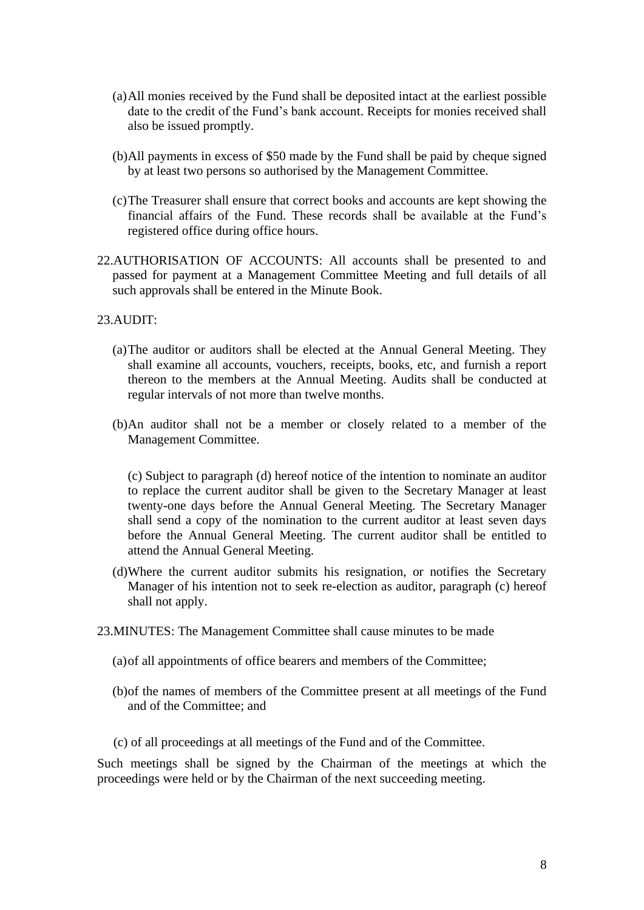(a) All monies received by the Fund shall be deposited intact at the earliest possible date to the credit of the Fund's bank account. Receipts for monies received shall also be issued promptly.

(b) All payments in excess of $50 made by the Fund shall be paid by cheque signed by at least two persons so authorised by the Management Committee.

(c) The Treasurer shall ensure that correct books and accounts are kept showing the financial affairs of the Fund. These records shall be available at the Fund's registered office during office hours.

22. AUTHORISATION OF ACCOUNTS: All accounts shall be presented to and passed for payment at a Management Committee Meeting and full details of all such approvals shall be entered in the Minute Book.

23. AUDIT:

(a) The auditor or auditors shall be elected at the Annual General Meeting. They shall examine all accounts, vouchers, receipts, books, etc, and furnish a report thereon to the members at the Annual Meeting. Audits shall be conducted at regular intervals of not more than twelve months.

(b) An auditor shall not be a member or closely related to a member of the Management Committee.

(c) Subject to paragraph (d) hereof notice of the intention to nominate an auditor to replace the current auditor shall be given to the Secretary Manager at least twenty-one days before the Annual General Meeting. The Secretary Manager shall send a copy of the nomination to the current auditor at least seven days before the Annual General Meeting. The current auditor shall be entitled to attend the Annual General Meeting.

(d) Where the current auditor submits his resignation, or notifies the Secretary Manager of his intention not to seek re-election as auditor, paragraph (c) hereof shall not apply.

23. MINUTES: The Management Committee shall cause minutes to be made

(a) of all appointments of office bearers and members of the Committee;

(b) of the names of members of the Committee present at all meetings of the Fund and of the Committee; and

(c) of all proceedings at all meetings of the Fund and of the Committee.

Such meetings shall be signed by the Chairman of the meetings at which the proceedings were held or by the Chairman of the next succeeding meeting.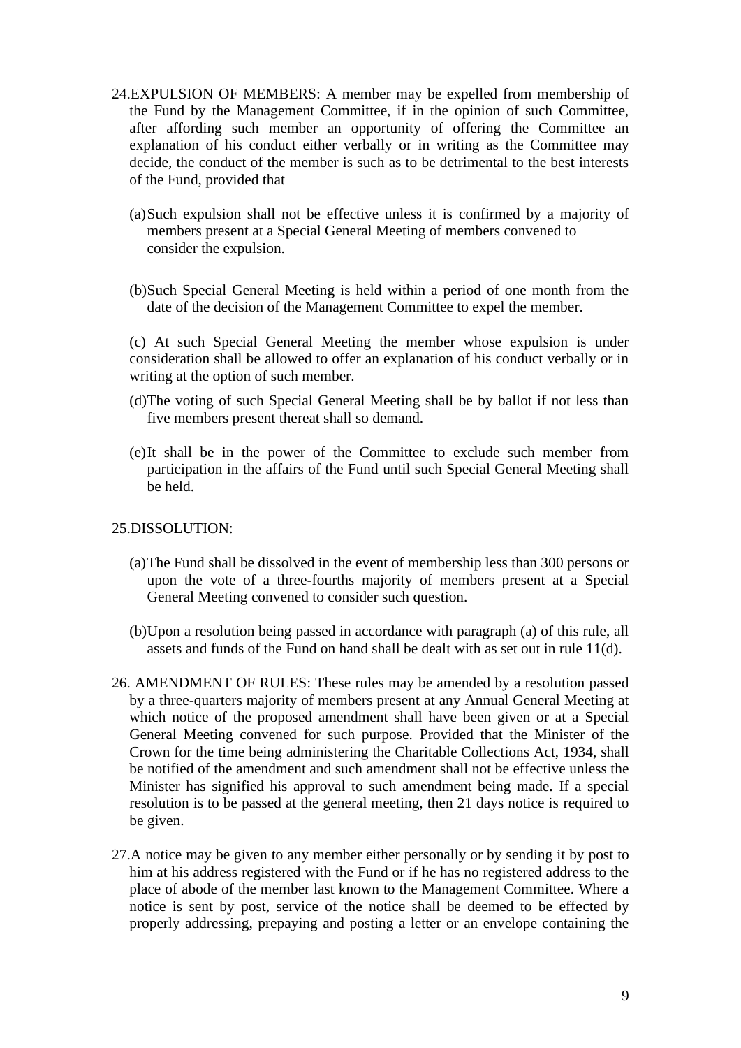24. EXPULSION OF MEMBERS: A member may be expelled from membership of the Fund by the Management Committee, if in the opinion of such Committee, after affording such member an opportunity of offering the Committee an explanation of his conduct either verbally or in writing as the Committee may decide, the conduct of the member is such as to be detrimental to the best interests of the Fund, provided that

    (a) Such expulsion shall not be effective unless it is confirmed by a majority of members present at a Special General Meeting of members convened to consider the expulsion.

    (b) Such Special General Meeting is held within a period of one month from the date of the decision of the Management Committee to expel the member.

    (c) At such Special General Meeting the member whose expulsion is under consideration shall be allowed to offer an explanation of his conduct verbally or in writing at the option of such member.

    (d) The voting of such Special General Meeting shall be by ballot if not less than five members present thereat shall so demand.

    (e) It shall be in the power of the Committee to exclude such member from participation in the affairs of the Fund until such Special General Meeting shall be held.

25. DISSOLUTION:

    (a) The Fund shall be dissolved in the event of membership less than 300 persons or upon the vote of a three-fourths majority of members present at a Special General Meeting convened to consider such question.

    (b) Upon a resolution being passed in accordance with paragraph (a) of this rule, all assets and funds of the Fund on hand shall be dealt with as set out in rule 11(d).

26. AMENDMENT OF RULES: These rules may be amended by a resolution passed by a three-quarters majority of members present at any Annual General Meeting at which notice of the proposed amendment shall have been given or at a Special General Meeting convened for such purpose. Provided that the Minister of the Crown for the time being administering the Charitable Collections Act, 1934, shall be notified of the amendment and such amendment shall not be effective unless the Minister has signified his approval to such amendment being made. If a special resolution is to be passed at the general meeting, then 21 days notice is required to be given.

27. A notice may be given to any member either personally or by sending it by post to him at his address registered with the Fund or if he has no registered address to the place of abode of the member last known to the Management Committee. Where a notice is sent by post, service of the notice shall be deemed to be effected by properly addressing, prepaying and posting a letter or an envelope containing the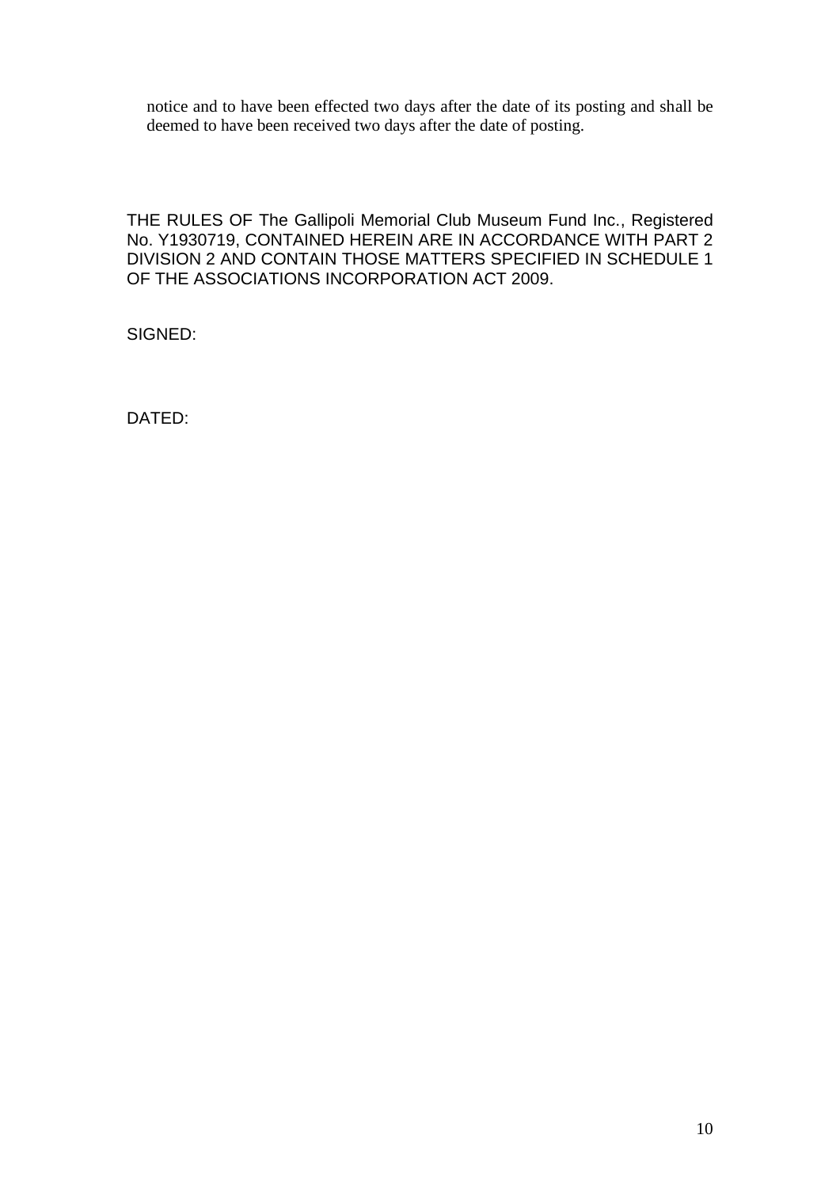notice and to have been effected two days after the date of its posting and shall be deemed to have been received two days after the date of posting.

THE RULES OF The Gallipoli Memorial Club Museum Fund Inc., Registered No. Y1930719, CONTAINED HEREIN ARE IN ACCORDANCE WITH PART 2 DIVISION 2 AND CONTAIN THOSE MATTERS SPECIFIED IN SCHEDULE 1 OF THE ASSOCIATIONS INCORPORATION ACT 2009.

SIGNED:

DATED: